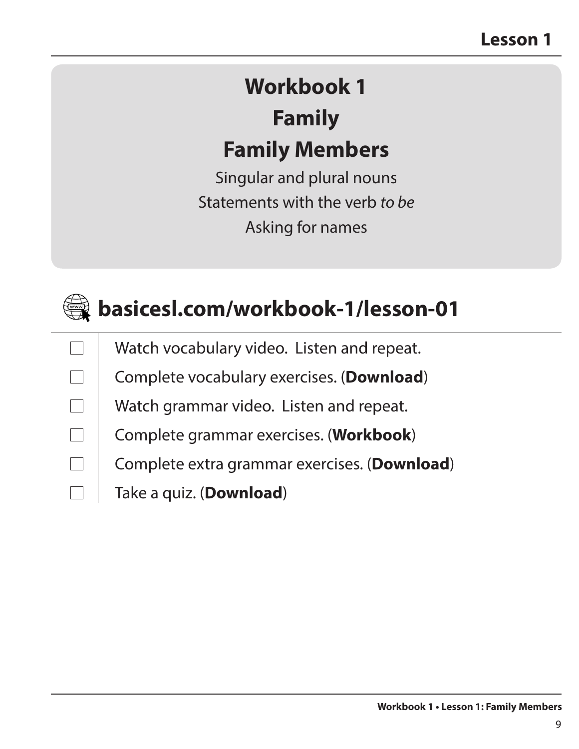# Lesson 1

## Workbook 1

## Family

## Family Members

Singular and plural nouns

Statements with the verb *to be*

Asking for names

## basicesl.com/workbook-1/lesson-01

- [ ] Watch vocabulary video. Listen and repeat.
- [ ] Complete vocabulary exercises. (**Download**)
- [ ] Watch grammar video. Listen and repeat.
- [ ] Complete grammar exercises. (**Workbook**)
- [ ] Complete extra grammar exercises. (**Download**)
- [ ] Take a quiz. (**Download**)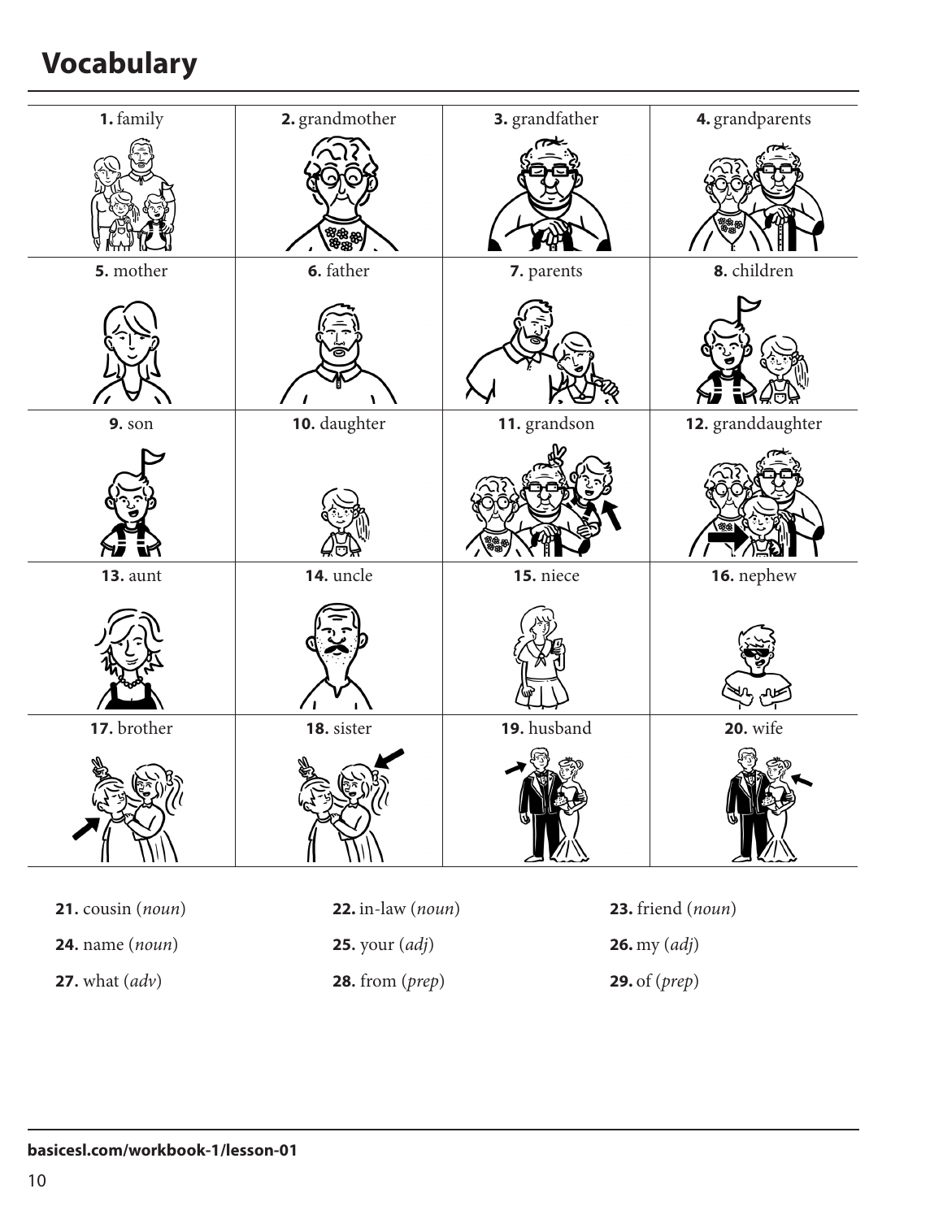# Vocabulary

| **1.** family | **2.** grandmother | **3.** grandfather | **4.** grandparents |
|---|---|---|---|
| **5.** mother | **6.** father | **7.** parents | **8.** children |
| **9.** son | **10.** daughter | **11.** grandson | **12.** granddaughter |
| **13.** aunt | **14.** uncle | **15.** niece | **16.** nephew |
| **17.** brother | **18.** sister | **19.** husband | **20.** wife |

**21.** cousin (*noun*)

**22.** in-law (*noun*)

**23.** friend (*noun*)

**24.** name (*noun*)

**25.** your (*adj*)

**26.** my (*adj*)

**27.** what (*adv*)

**28.** from (*prep*)

**29.** of (*prep*)

**basicesl.com/workbook-1/lesson-01**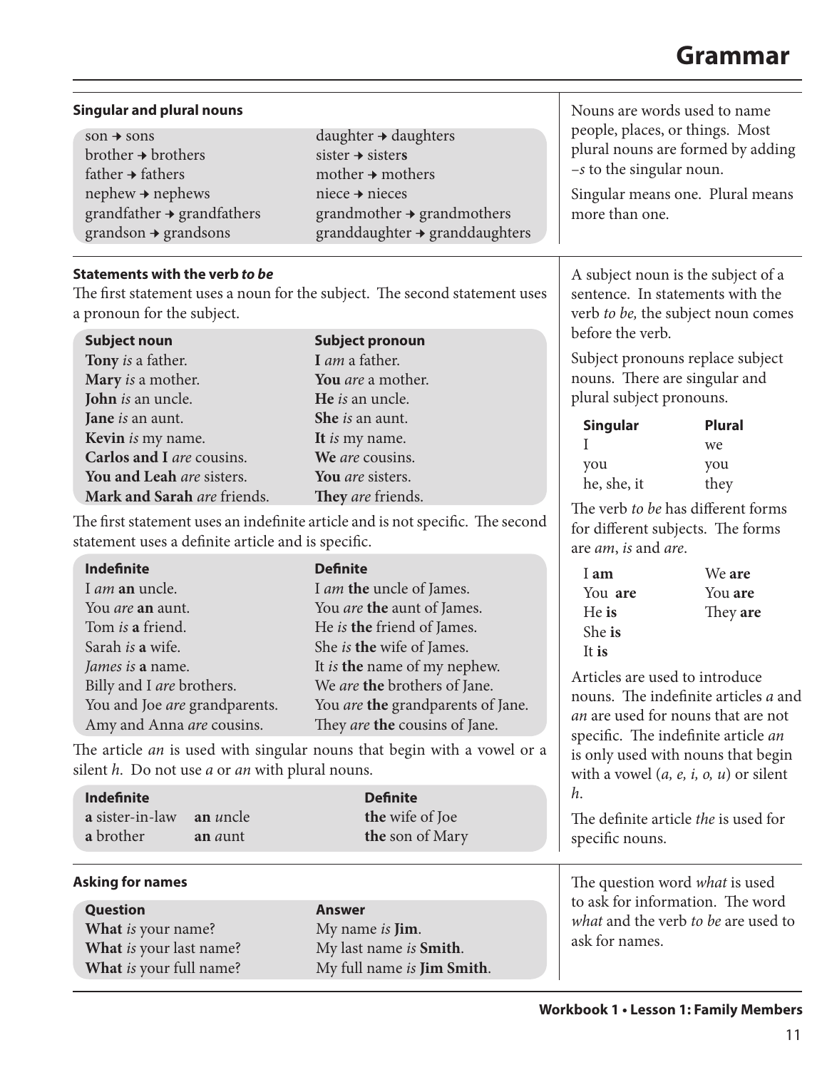# Grammar

## Singular and plural nouns

| | |
|---|---|
| son → sons | daughter → daughters |
| brother → brothers | sister → sister**s** |
| father → fathers | mother → mothers |
| nephew → nephews | niece → nieces |
| grandfather → grandfathers | grandmother → grandmothers |
| grandson → grandsons | granddaughter → granddaughters |

Nouns are words used to name people, places, or things. Most plural nouns are formed by adding *–s* to the singular noun.

Singular means one. Plural means more than one.

## Statements with the verb *to be*

The first statement uses a noun for the subject. The second statement uses a pronoun for the subject.

| Subject noun | Subject pronoun |
|---|---|
| **Tony** *is* a father. | **I** *am* a father. |
| **Mary** *is* a mother. | **You** *are* a mother. |
| **John** *is* an uncle. | **He** *is* an uncle. |
| **Jane** *is* an aunt. | **She** *is* an aunt. |
| **Kevin** *is* my name. | **It** *is* my name. |
| **Carlos and I** *are* cousins. | **We** *are* cousins. |
| **You and Leah** *are* sisters. | **You** *are* sisters. |
| **Mark and Sarah** *are* friends. | **They** *are* friends. |

The first statement uses an indefinite article and is not specific. The second statement uses a definite article and is specific.

| Indefinite | Definite |
|---|---|
| I *am* **an** uncle. | I *am* **the** uncle of James. |
| You *are* **an** aunt. | You *are* **the** aunt of James. |
| Tom *is* **a** friend. | He *is* **the** friend of James. |
| Sarah *is* **a** wife. | She *is* **the** wife of James. |
| *James is* **a** name. | It *is* **the** name of my nephew. |
| Billy and I *are* brothers. | We *are* **the** brothers of Jane. |
| You and Joe *are* grandparents. | You *are* **the** grandparents of Jane. |
| Amy and Anna *are* cousins. | They *are* **the** cousins of Jane. |

The article *an* is used with singular nouns that begin with a vowel or a silent *h*. Do not use *a* or *an* with plural nouns.

| Indefinite | | Definite |
|---|---|---|
| **a** sister-in-law | **an** *u*ncle | **the** wife of Joe |
| **a** brother | **an** *a*unt | **the** son of Mary |

A subject noun is the subject of a sentence. In statements with the verb *to be,* the subject noun comes before the verb.

Subject pronouns replace subject nouns. There are singular and plural subject pronouns.

| Singular | Plural |
|---|---|
| I | we |
| you | you |
| he, she, it | they |

The verb *to be* has different forms for different subjects. The forms are *am*, *is* and *are*.

| | |
|---|---|
| I **am** | We **are** |
| You **are** | You **are** |
| He **is** | They **are** |
| She **is** | |
| It **is** | |

Articles are used to introduce nouns. The indefinite articles *a* and *an* are used for nouns that are not specific. The indefinite article *an* is only used with nouns that begin with a vowel (*a, e, i, o, u*) or silent *h*.

The definite article *the* is used for specific nouns.

## Asking for names

| Question | Answer |
|---|---|
| **What** *is* your name? | My name *is* **Jim**. |
| **What** *is* your last name? | My last name *is* **Smith**. |
| **What** *is* your full name? | My full name *is* **Jim Smith**. |

The question word *what* is used to ask for information. The word *what* and the verb *to be* are used to ask for names.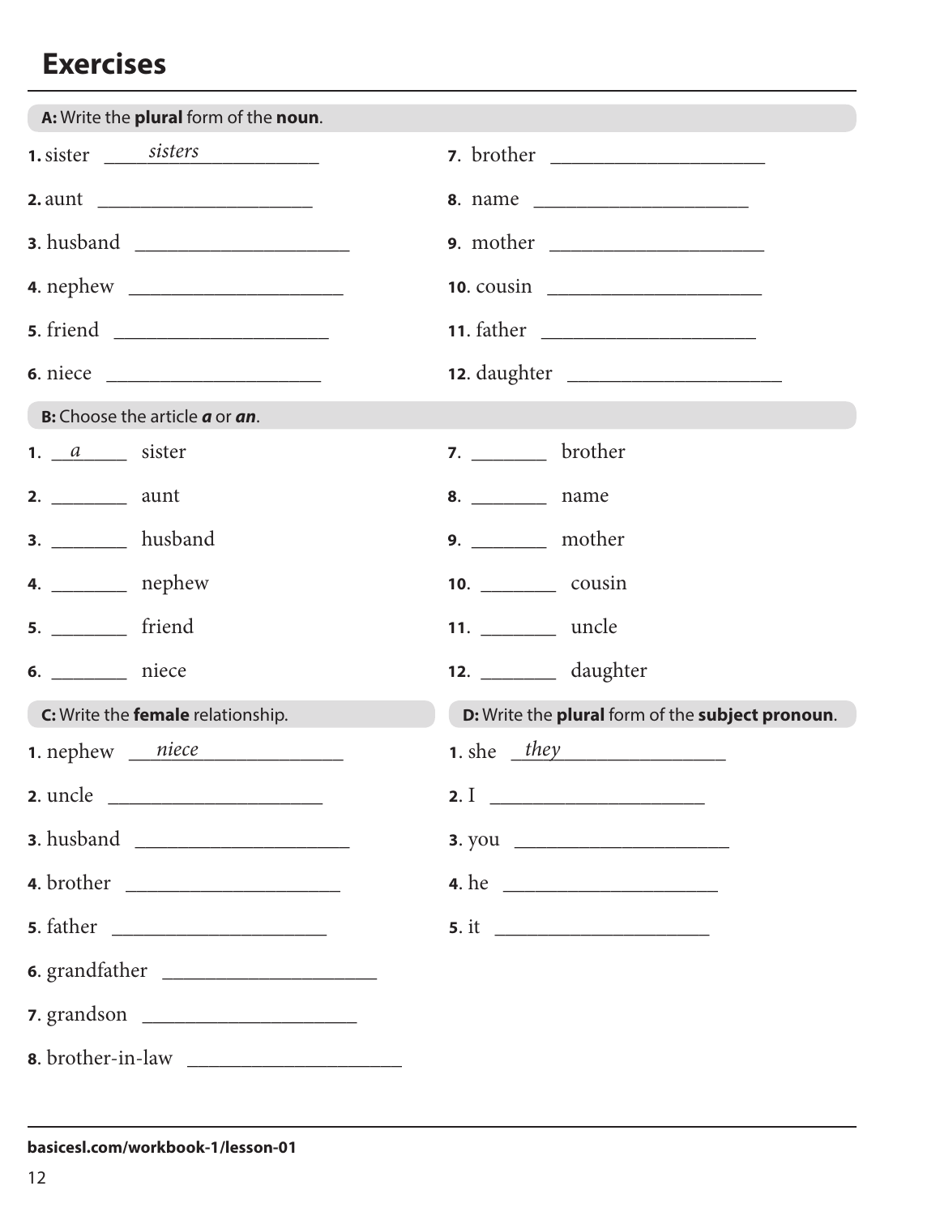# Exercises

**A:** Write the **plural** form of the **noun**.

1. sister ____*sisters*____
2. aunt ____________________
3. husband ____________________
4. nephew ____________________
5. friend ____________________
6. niece ____________________
7. brother ____________________
8. name ____________________
9. mother ____________________
10. cousin ____________________
11. father ____________________
12. daughter ____________________

**B:** Choose the article ***a*** or ***an***.

1. ___*a*___ sister
2. _______ aunt
3. _______ husband
4. _______ nephew
5. _______ friend
6. _______ niece
7. _______ brother
8. _______ name
9. _______ mother
10. _______ cousin
11. _______ uncle
12. _______ daughter

**C:** Write the **female** relationship.

1. nephew ____*niece*____
2. uncle ____________________
3. husband ____________________
4. brother ____________________
5. father ____________________
6. grandfather ____________________
7. grandson ____________________
8. brother-in-law ____________________

**D:** Write the **plural** form of the **subject pronoun**.

1. she ____*they*____
2. I ____________________
3. you ____________________
4. he ____________________
5. it ____________________

**basicesl.com/workbook-1/lesson-01**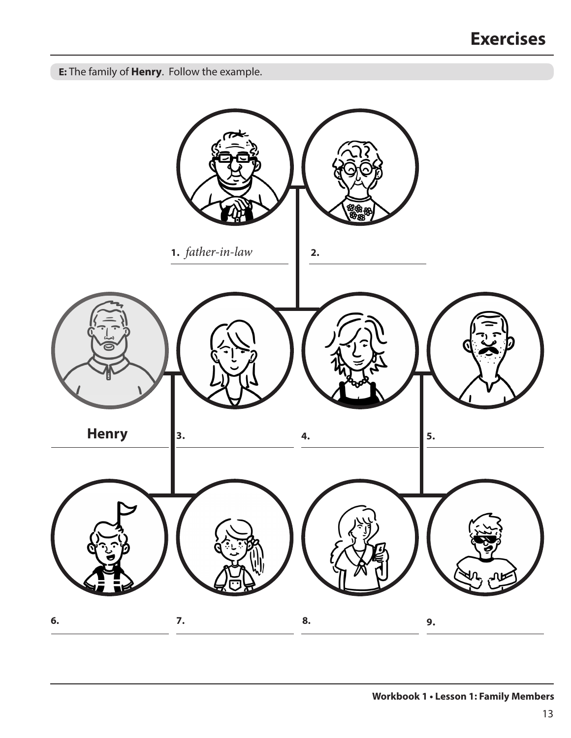# Exercises

**E:** The family of **Henry**. Follow the example.

1. *father-in-law*
2. ______________

**Henry**

3. ______________
4. ______________
5. ______________
6. ______________
7. ______________
8. ______________
9. ______________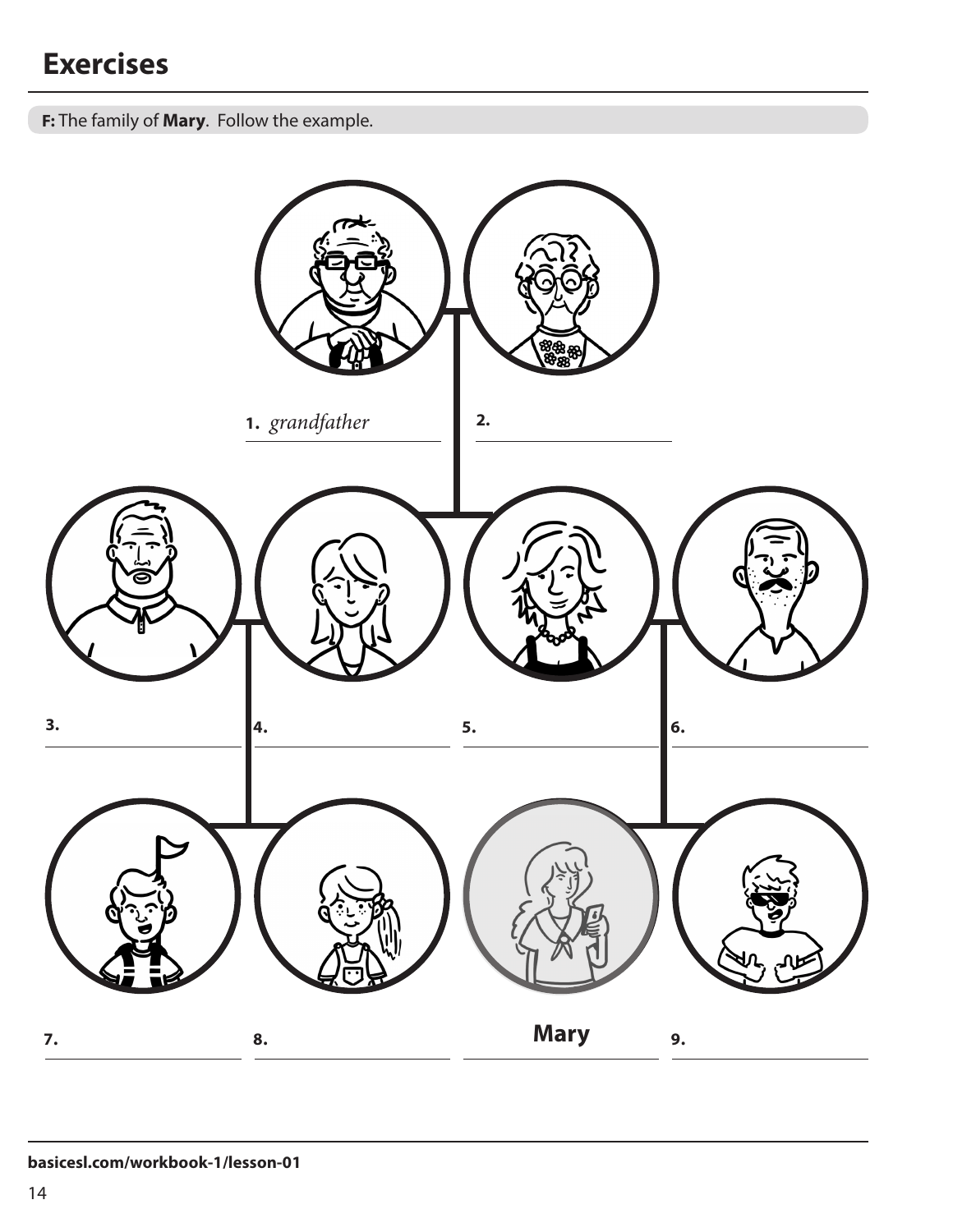## Exercises

**F:** The family of **Mary**. Follow the example.

1. *grandfather* \_\_\_\_\_\_\_\_\_\_
2. \_\_\_\_\_\_\_\_\_\_
3. \_\_\_\_\_\_\_\_\_\_
4. \_\_\_\_\_\_\_\_\_\_
5. \_\_\_\_\_\_\_\_\_\_
6. \_\_\_\_\_\_\_\_\_\_
7. \_\_\_\_\_\_\_\_\_\_
8. \_\_\_\_\_\_\_\_\_\_

**Mary**

9. \_\_\_\_\_\_\_\_\_\_

**basicesl.com/workbook-1/lesson-01**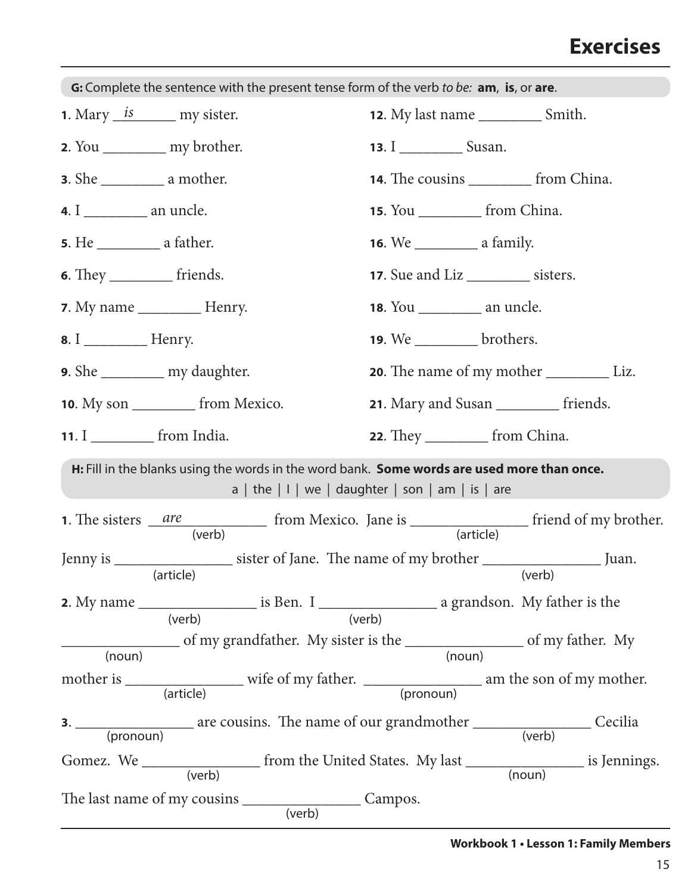# Exercises

**G:** Complete the sentence with the present tense form of the verb *to be:* **am**, **is**, or **are**.

**1**. Mary \_\_*is*\_\_\_\_\_\_ my sister.

**2**. You \_\_\_\_\_\_\_\_ my brother.

**3**. She \_\_\_\_\_\_\_\_ a mother.

**4**. I \_\_\_\_\_\_\_\_ an uncle.

**5**. He \_\_\_\_\_\_\_\_ a father.

**6**. They \_\_\_\_\_\_\_\_ friends.

**7**. My name \_\_\_\_\_\_\_\_ Henry.

**8**. I \_\_\_\_\_\_\_\_ Henry.

**9**. She \_\_\_\_\_\_\_\_ my daughter.

**10**. My son \_\_\_\_\_\_\_\_ from Mexico.

**11**. I \_\_\_\_\_\_\_\_ from India.

**12**. My last name \_\_\_\_\_\_\_\_ Smith.

**13**. I \_\_\_\_\_\_\_\_ Susan.

**14**. The cousins \_\_\_\_\_\_\_\_ from China.

**15**. You \_\_\_\_\_\_\_\_ from China.

**16**. We \_\_\_\_\_\_\_\_ a family.

**17**. Sue and Liz \_\_\_\_\_\_\_\_ sisters.

**18**. You \_\_\_\_\_\_\_\_ an uncle.

**19**. We \_\_\_\_\_\_\_\_ brothers.

**20**. The name of my mother \_\_\_\_\_\_\_\_ Liz.

**21**. Mary and Susan \_\_\_\_\_\_\_\_ friends.

**22**. They \_\_\_\_\_\_\_\_ from China.

**H:** Fill in the blanks using the words in the word bank. **Some words are used more than once.**

a | the | I | we | daughter | son | am | is | are

**1**. The sisters \_\_*are*\_\_\_\_\_\_\_\_\_\_ (verb) from Mexico. Jane is \_\_\_\_\_\_\_\_\_\_\_\_\_\_\_ (article) friend of my brother. Jenny is \_\_\_\_\_\_\_\_\_\_\_\_\_\_\_ (article) sister of Jane. The name of my brother \_\_\_\_\_\_\_\_\_\_\_\_\_\_\_ (verb) Juan.

**2**. My name \_\_\_\_\_\_\_\_\_\_\_\_\_\_\_ (verb) is Ben. I \_\_\_\_\_\_\_\_\_\_\_\_\_\_\_ (verb) a grandson. My father is the \_\_\_\_\_\_\_\_\_\_\_\_\_\_\_ (noun) of my grandfather. My sister is the \_\_\_\_\_\_\_\_\_\_\_\_\_\_\_ (noun) of my father. My mother is \_\_\_\_\_\_\_\_\_\_\_\_\_\_\_ (article) wife of my father. \_\_\_\_\_\_\_\_\_\_\_\_\_\_\_ (pronoun) am the son of my mother.

**3**. \_\_\_\_\_\_\_\_\_\_\_\_\_\_\_ (pronoun) are cousins. The name of our grandmother \_\_\_\_\_\_\_\_\_\_\_\_\_\_\_ (verb) Cecilia Gomez. We \_\_\_\_\_\_\_\_\_\_\_\_\_\_\_ (verb) from the United States. My last \_\_\_\_\_\_\_\_\_\_\_\_\_\_\_ (noun) is Jennings. The last name of my cousins \_\_\_\_\_\_\_\_\_\_\_\_\_\_\_ (verb) Campos.

**Workbook 1 • Lesson 1: Family Members**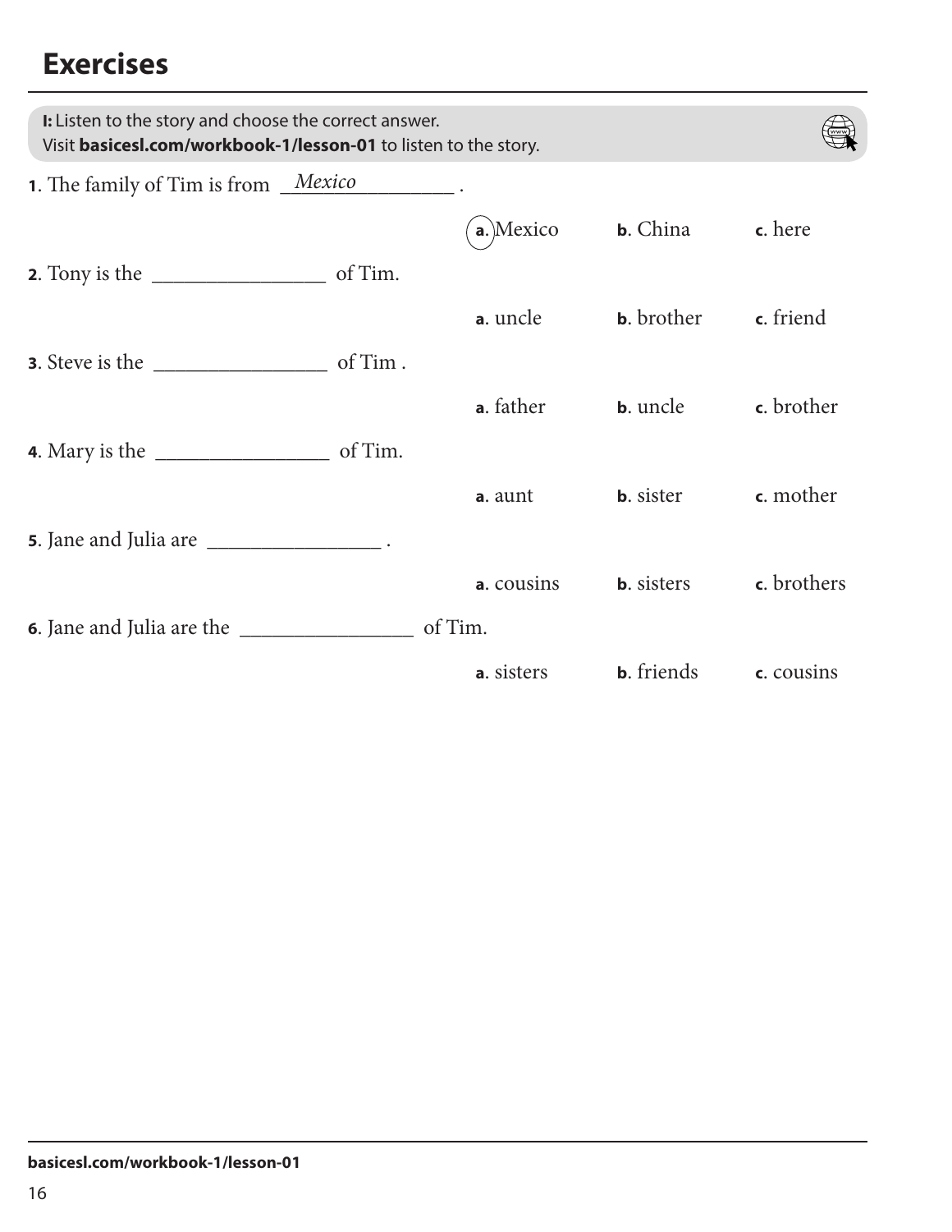# Exercises

**I:** Listen to the story and choose the correct answer.
Visit **basicesl.com/workbook-1/lesson-01** to listen to the story.

**1**. The family of Tim is from *Mexico* .

**a**. Mexico (circled) **b**. China **c**. here

**2**. Tony is the ________________ of Tim.

**a**. uncle **b**. brother **c**. friend

**3**. Steve is the ________________ of Tim .

**a**. father **b**. uncle **c**. brother

**4**. Mary is the ________________ of Tim.

**a**. aunt **b**. sister **c**. mother

**5**. Jane and Julia are ________________ .

**a**. cousins **b**. sisters **c**. brothers

**6**. Jane and Julia are the ________________ of Tim.

**a**. sisters **b**. friends **c**. cousins

**basicesl.com/workbook-1/lesson-01**